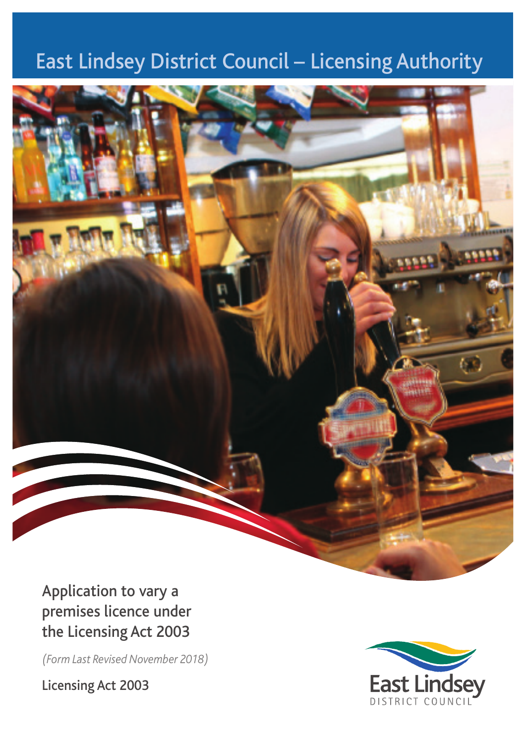# East Lindsey District Council – Licensing Authority

## Application to vary a premises licence under the Licensing Act 2003

*(Form Last Revised November 2018)*

Licensing Act 2003

East Lindsey
DISTRICT COUNCIL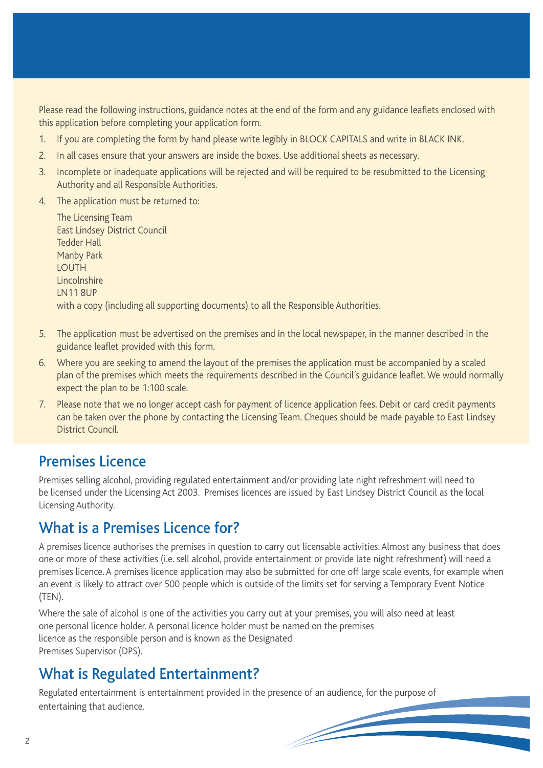Please read the following instructions, guidance notes at the end of the form and any guidance leaflets enclosed with this application before completing your application form.

1. If you are completing the form by hand please write legibly in BLOCK CAPITALS and write in BLACK INK.
2. In all cases ensure that your answers are inside the boxes. Use additional sheets as necessary.
3. Incomplete or inadequate applications will be rejected and will be required to be resubmitted to the Licensing Authority and all Responsible Authorities.
4. The application must be returned to:

   The Licensing Team
   East Lindsey District Council
   Tedder Hall
   Manby Park
   LOUTH
   Lincolnshire
   LN11 8UP
   with a copy (including all supporting documents) to all the Responsible Authorities.

5. The application must be advertised on the premises and in the local newspaper, in the manner described in the guidance leaflet provided with this form.
6. Where you are seeking to amend the layout of the premises the application must be accompanied by a scaled plan of the premises which meets the requirements described in the Council's guidance leaflet. We would normally expect the plan to be 1:100 scale.
7. Please note that we no longer accept cash for payment of licence application fees. Debit or card credit payments can be taken over the phone by contacting the Licensing Team. Cheques should be made payable to East Lindsey District Council.

## Premises Licence

Premises selling alcohol, providing regulated entertainment and/or providing late night refreshment will need to be licensed under the Licensing Act 2003. Premises licences are issued by East Lindsey District Council as the local Licensing Authority.

## What is a Premises Licence for?

A premises licence authorises the premises in question to carry out licensable activities. Almost any business that does one or more of these activities (i.e. sell alcohol, provide entertainment or provide late night refreshment) will need a premises licence. A premises licence application may also be submitted for one off large scale events, for example when an event is likely to attract over 500 people which is outside of the limits set for serving a Temporary Event Notice (TEN).

Where the sale of alcohol is one of the activities you carry out at your premises, you will also need at least one personal licence holder. A personal licence holder must be named on the premises licence as the responsible person and is known as the Designated Premises Supervisor (DPS).

## What is Regulated Entertainment?

Regulated entertainment is entertainment provided in the presence of an audience, for the purpose of entertaining that audience.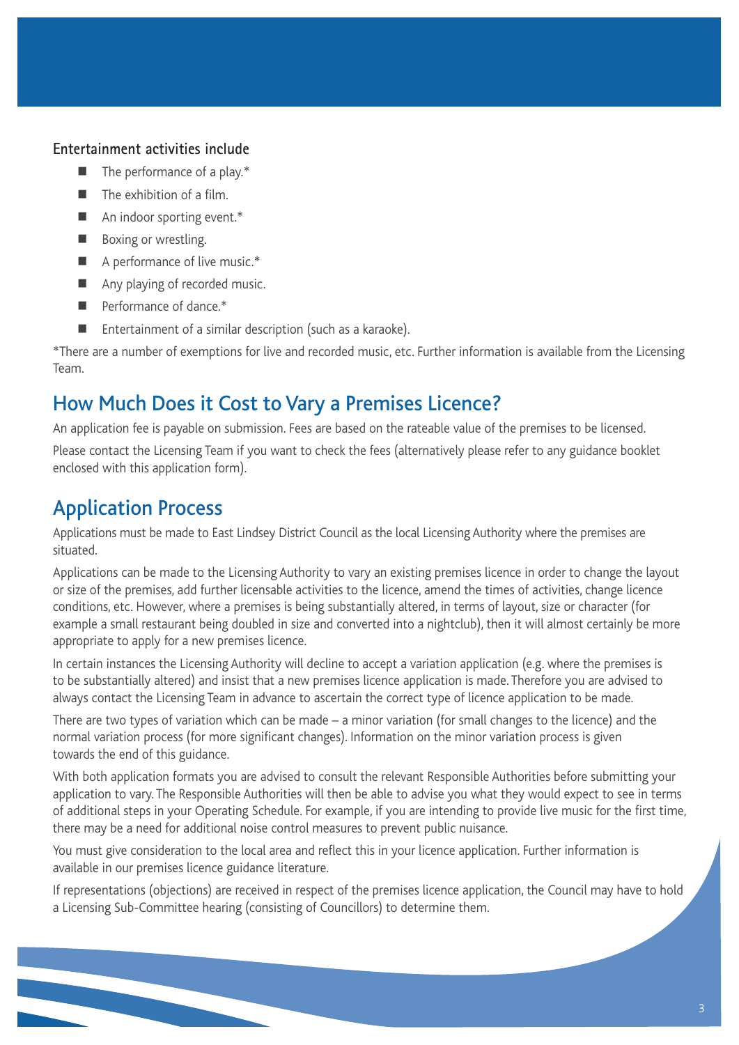### Entertainment activities include

- The performance of a play.*
- The exhibition of a film.
- An indoor sporting event.*
- Boxing or wrestling.
- A performance of live music.*
- Any playing of recorded music.
- Performance of dance.*
- Entertainment of a similar description (such as a karaoke).

*There are a number of exemptions for live and recorded music, etc. Further information is available from the Licensing Team.

## How Much Does it Cost to Vary a Premises Licence?

An application fee is payable on submission. Fees are based on the rateable value of the premises to be licensed.

Please contact the Licensing Team if you want to check the fees (alternatively please refer to any guidance booklet enclosed with this application form).

## Application Process

Applications must be made to East Lindsey District Council as the local Licensing Authority where the premises are situated.

Applications can be made to the Licensing Authority to vary an existing premises licence in order to change the layout or size of the premises, add further licensable activities to the licence, amend the times of activities, change licence conditions, etc. However, where a premises is being substantially altered, in terms of layout, size or character (for example a small restaurant being doubled in size and converted into a nightclub), then it will almost certainly be more appropriate to apply for a new premises licence.

In certain instances the Licensing Authority will decline to accept a variation application (e.g. where the premises is to be substantially altered) and insist that a new premises licence application is made. Therefore you are advised to always contact the Licensing Team in advance to ascertain the correct type of licence application to be made.

There are two types of variation which can be made – a minor variation (for small changes to the licence) and the normal variation process (for more significant changes). Information on the minor variation process is given towards the end of this guidance.

With both application formats you are advised to consult the relevant Responsible Authorities before submitting your application to vary. The Responsible Authorities will then be able to advise you what they would expect to see in terms of additional steps in your Operating Schedule. For example, if you are intending to provide live music for the first time, there may be a need for additional noise control measures to prevent public nuisance.

You must give consideration to the local area and reflect this in your licence application. Further information is available in our premises licence guidance literature.

If representations (objections) are received in respect of the premises licence application, the Council may have to hold a Licensing Sub-Committee hearing (consisting of Councillors) to determine them.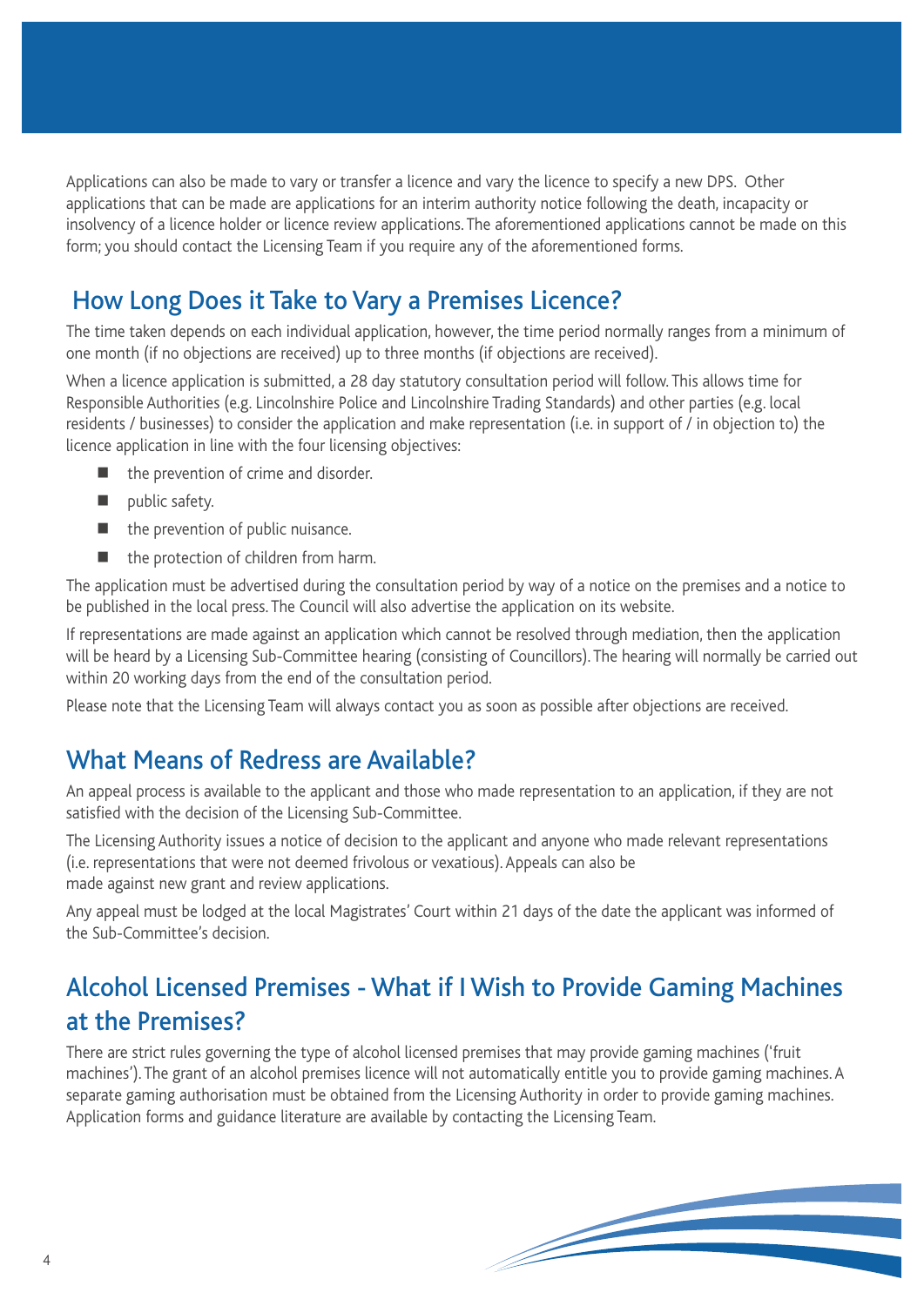Applications can also be made to vary or transfer a licence and vary the licence to specify a new DPS. Other applications that can be made are applications for an interim authority notice following the death, incapacity or insolvency of a licence holder or licence review applications. The aforementioned applications cannot be made on this form; you should contact the Licensing Team if you require any of the aforementioned forms.

## How Long Does it Take to Vary a Premises Licence?

The time taken depends on each individual application, however, the time period normally ranges from a minimum of one month (if no objections are received) up to three months (if objections are received).

When a licence application is submitted, a 28 day statutory consultation period will follow. This allows time for Responsible Authorities (e.g. Lincolnshire Police and Lincolnshire Trading Standards) and other parties (e.g. local residents / businesses) to consider the application and make representation (i.e. in support of / in objection to) the licence application in line with the four licensing objectives:

- the prevention of crime and disorder.
- public safety.
- the prevention of public nuisance.
- the protection of children from harm.

The application must be advertised during the consultation period by way of a notice on the premises and a notice to be published in the local press. The Council will also advertise the application on its website.

If representations are made against an application which cannot be resolved through mediation, then the application will be heard by a Licensing Sub-Committee hearing (consisting of Councillors). The hearing will normally be carried out within 20 working days from the end of the consultation period.

Please note that the Licensing Team will always contact you as soon as possible after objections are received.

## What Means of Redress are Available?

An appeal process is available to the applicant and those who made representation to an application, if they are not satisfied with the decision of the Licensing Sub-Committee.

The Licensing Authority issues a notice of decision to the applicant and anyone who made relevant representations (i.e. representations that were not deemed frivolous or vexatious). Appeals can also be made against new grant and review applications.

Any appeal must be lodged at the local Magistrates' Court within 21 days of the date the applicant was informed of the Sub-Committee's decision.

## Alcohol Licensed Premises - What if I Wish to Provide Gaming Machines at the Premises?

There are strict rules governing the type of alcohol licensed premises that may provide gaming machines ('fruit machines'). The grant of an alcohol premises licence will not automatically entitle you to provide gaming machines. A separate gaming authorisation must be obtained from the Licensing Authority in order to provide gaming machines. Application forms and guidance literature are available by contacting the Licensing Team.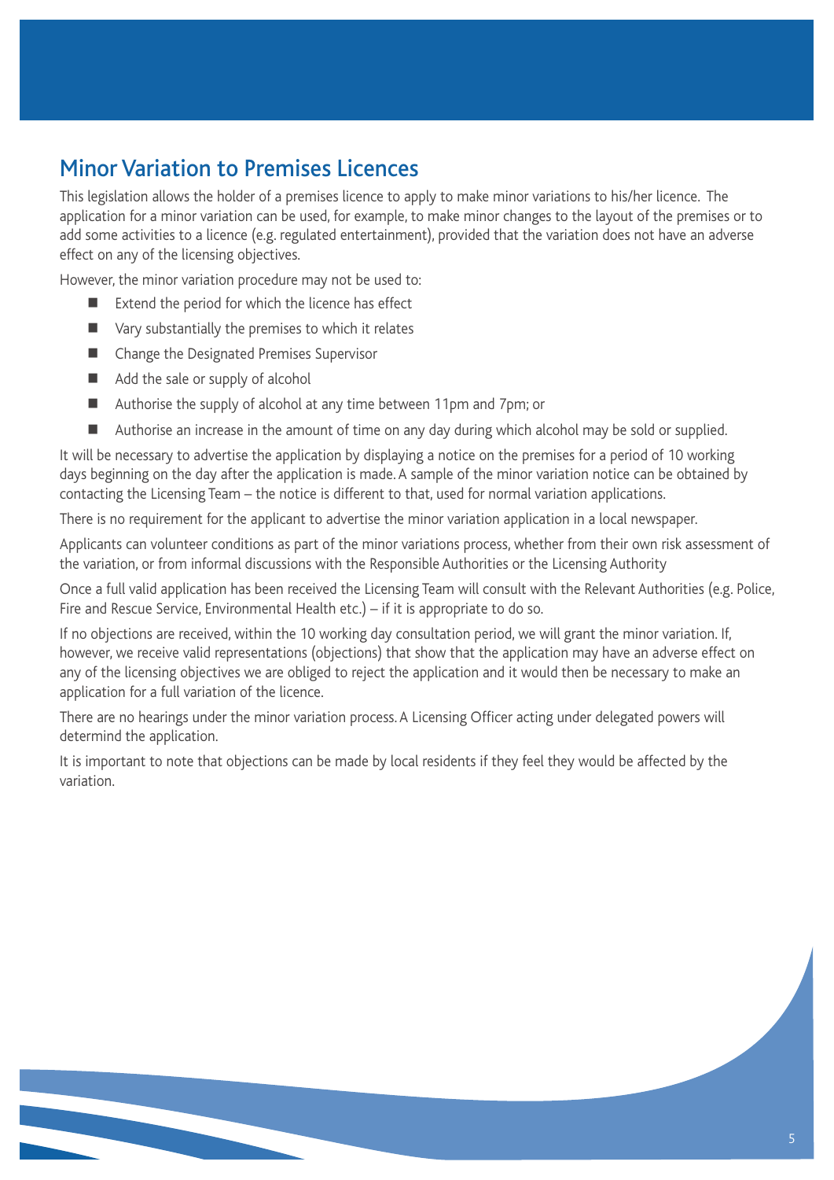## Minor Variation to Premises Licences

This legislation allows the holder of a premises licence to apply to make minor variations to his/her licence. The application for a minor variation can be used, for example, to make minor changes to the layout of the premises or to add some activities to a licence (e.g. regulated entertainment), provided that the variation does not have an adverse effect on any of the licensing objectives.

However, the minor variation procedure may not be used to:

- Extend the period for which the licence has effect
- Vary substantially the premises to which it relates
- Change the Designated Premises Supervisor
- Add the sale or supply of alcohol
- Authorise the supply of alcohol at any time between 11pm and 7pm; or
- Authorise an increase in the amount of time on any day during which alcohol may be sold or supplied.

It will be necessary to advertise the application by displaying a notice on the premises for a period of 10 working days beginning on the day after the application is made. A sample of the minor variation notice can be obtained by contacting the Licensing Team – the notice is different to that, used for normal variation applications.

There is no requirement for the applicant to advertise the minor variation application in a local newspaper.

Applicants can volunteer conditions as part of the minor variations process, whether from their own risk assessment of the variation, or from informal discussions with the Responsible Authorities or the Licensing Authority

Once a full valid application has been received the Licensing Team will consult with the Relevant Authorities (e.g. Police, Fire and Rescue Service, Environmental Health etc.) – if it is appropriate to do so.

If no objections are received, within the 10 working day consultation period, we will grant the minor variation. If, however, we receive valid representations (objections) that show that the application may have an adverse effect on any of the licensing objectives we are obliged to reject the application and it would then be necessary to make an application for a full variation of the licence.

There are no hearings under the minor variation process. A Licensing Officer acting under delegated powers will determind the application.

It is important to note that objections can be made by local residents if they feel they would be affected by the variation.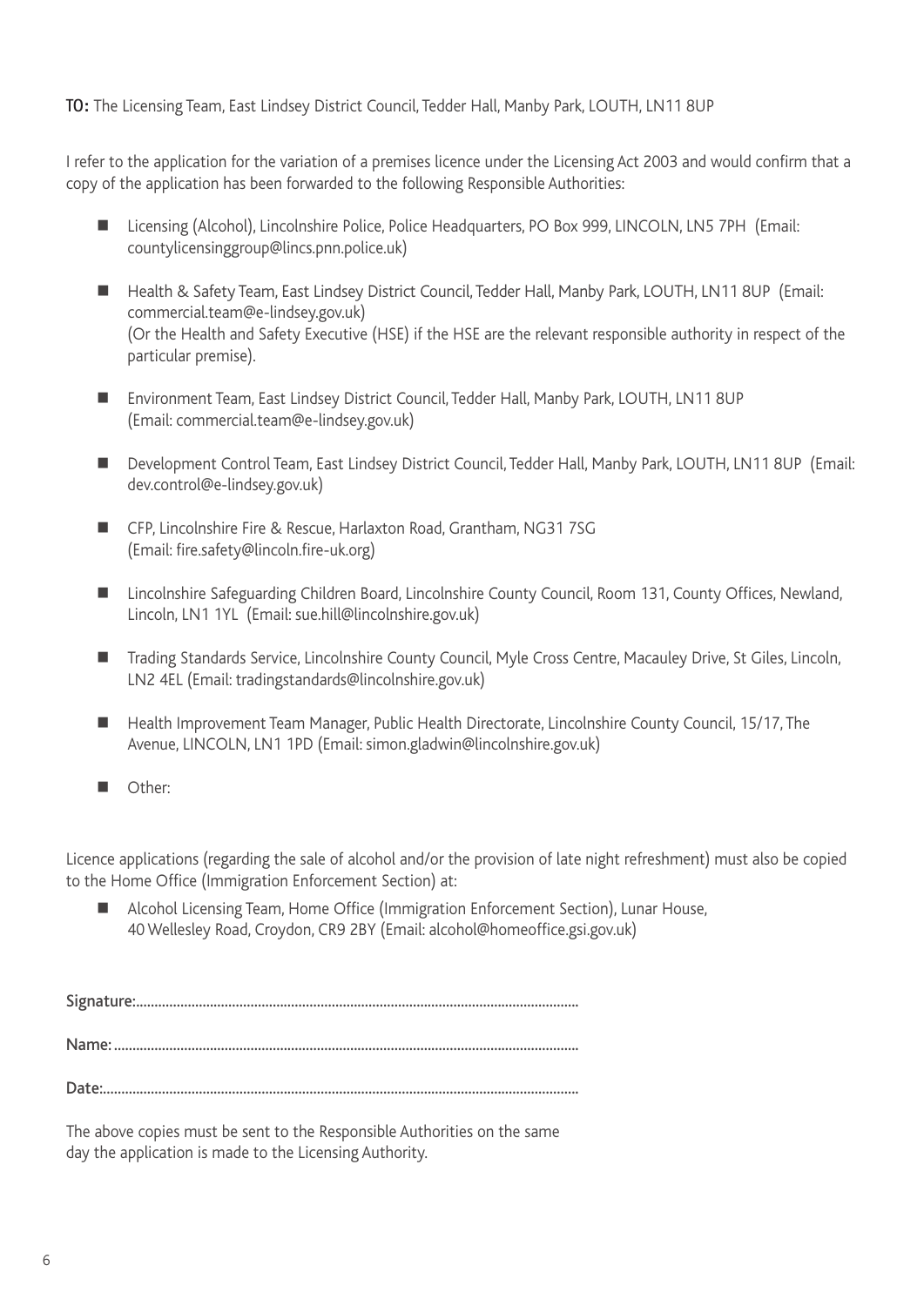**TO:** The Licensing Team, East Lindsey District Council, Tedder Hall, Manby Park, LOUTH, LN11 8UP

I refer to the application for the variation of a premises licence under the Licensing Act 2003 and would confirm that a copy of the application has been forwarded to the following Responsible Authorities:

- Licensing (Alcohol), Lincolnshire Police, Police Headquarters, PO Box 999, LINCOLN, LN5 7PH (Email: countylicensinggroup@lincs.pnn.police.uk)
- Health & Safety Team, East Lindsey District Council, Tedder Hall, Manby Park, LOUTH, LN11 8UP (Email: commercial.team@e-lindsey.gov.uk)
  (Or the Health and Safety Executive (HSE) if the HSE are the relevant responsible authority in respect of the particular premise).
- Environment Team, East Lindsey District Council, Tedder Hall, Manby Park, LOUTH, LN11 8UP (Email: commercial.team@e-lindsey.gov.uk)
- Development Control Team, East Lindsey District Council, Tedder Hall, Manby Park, LOUTH, LN11 8UP (Email: dev.control@e-lindsey.gov.uk)
- CFP, Lincolnshire Fire & Rescue, Harlaxton Road, Grantham, NG31 7SG (Email: fire.safety@lincoln.fire-uk.org)
- Lincolnshire Safeguarding Children Board, Lincolnshire County Council, Room 131, County Offices, Newland, Lincoln, LN1 1YL (Email: sue.hill@lincolnshire.gov.uk)
- Trading Standards Service, Lincolnshire County Council, Myle Cross Centre, Macauley Drive, St Giles, Lincoln, LN2 4EL (Email: tradingstandards@lincolnshire.gov.uk)
- Health Improvement Team Manager, Public Health Directorate, Lincolnshire County Council, 15/17, The Avenue, LINCOLN, LN1 1PD (Email: simon.gladwin@lincolnshire.gov.uk)
- Other:

Licence applications (regarding the sale of alcohol and/or the provision of late night refreshment) must also be copied to the Home Office (Immigration Enforcement Section) at:

- Alcohol Licensing Team, Home Office (Immigration Enforcement Section), Lunar House, 40 Wellesley Road, Croydon, CR9 2BY (Email: alcohol@homeoffice.gsi.gov.uk)

**Signature:**......................................................................................................................

**Name:**...........................................................................................................................

**Date:**.............................................................................................................................

The above copies must be sent to the Responsible Authorities on the same day the application is made to the Licensing Authority.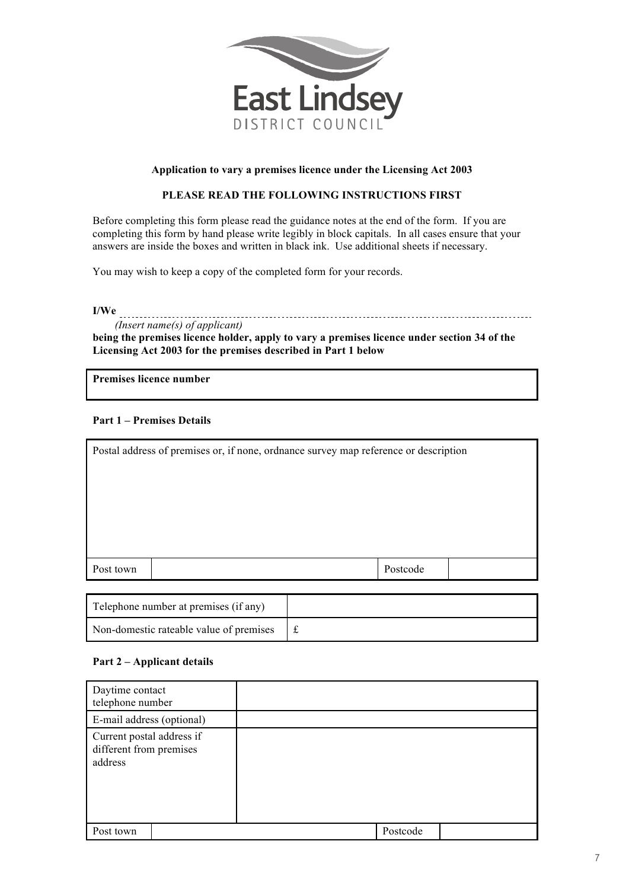East Lindsey
DISTRICT COUNCIL

**Application to vary a premises licence under the Licensing Act 2003**

**PLEASE READ THE FOLLOWING INSTRUCTIONS FIRST**

Before completing this form please read the guidance notes at the end of the form. If you are completing this form by hand please write legibly in block capitals. In all cases ensure that your answers are inside the boxes and written in black ink. Use additional sheets if necessary.

You may wish to keep a copy of the completed form for your records.

**I/We** ..........................................................................................................

*(Insert name(s) of applicant)*

**being the premises licence holder, apply to vary a premises licence under section 34 of the Licensing Act 2003 for the premises described in Part 1 below**

| **Premises licence number** |
|---|
| |

**Part 1 – Premises Details**

| Postal address of premises or, if none, ordnance survey map reference or description | | | |
|---|---|---|---|
| | | | |
| Post town | | Postcode | |

| Telephone number at premises (if any) | |
|---|---|
| Non-domestic rateable value of premises | £ |

**Part 2 – Applicant details**

| Daytime contact telephone number | | | |
|---|---|---|---|
| E-mail address (optional) | | | |
| Current postal address if different from premises address | | | |
| Post town | | Postcode | |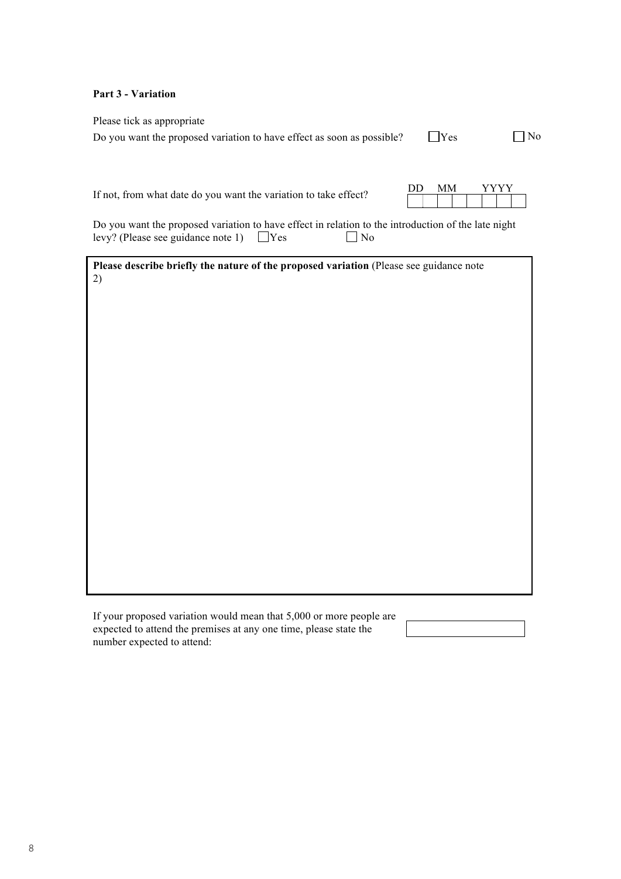**Part 3 - Variation**

Please tick as appropriate

Do you want the proposed variation to have effect as soon as possible? ☐ Yes ☐ No

If not, from what date do you want the variation to take effect?

| DD | | MM | | YYYY | | | |
|---|---|---|---|---|---|---|---|
| | | | | | | | |

Do you want the proposed variation to have effect in relation to the introduction of the late night levy? (Please see guidance note 1) ☐ Yes ☐ No

**Please describe briefly the nature of the proposed variation** (Please see guidance note 2)

If your proposed variation would mean that 5,000 or more people are expected to attend the premises at any one time, please state the number expected to attend: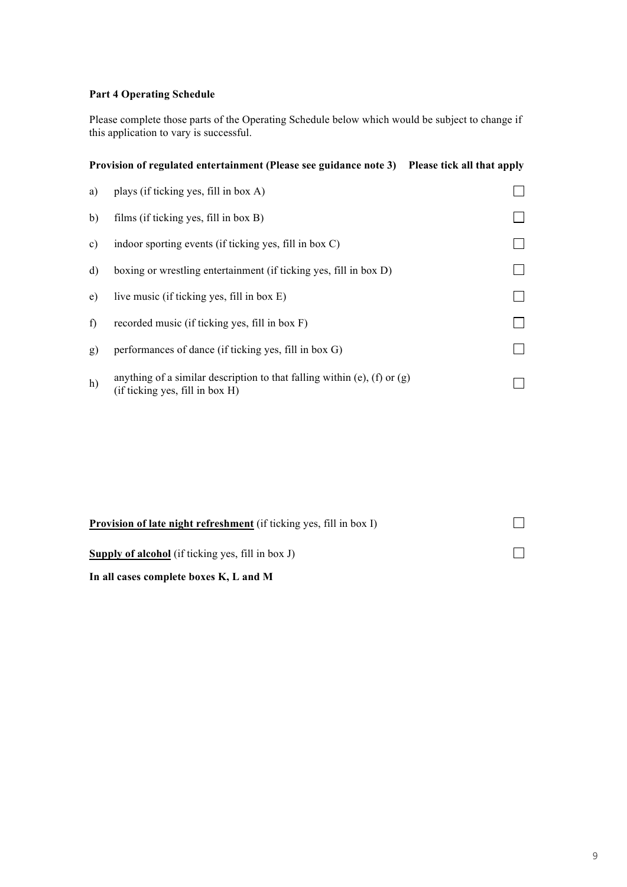**Part 4 Operating Schedule**

Please complete those parts of the Operating Schedule below which would be subject to change if this application to vary is successful.

**Provision of regulated entertainment (Please see guidance note 3)** **Please tick all that apply**

| | | |
|---|---|---|
| a) | plays (if ticking yes, fill in box A) | ☐ |
| b) | films (if ticking yes, fill in box B) | ☐ |
| c) | indoor sporting events (if ticking yes, fill in box C) | ☐ |
| d) | boxing or wrestling entertainment (if ticking yes, fill in box D) | ☐ |
| e) | live music (if ticking yes, fill in box E) | ☐ |
| f) | recorded music (if ticking yes, fill in box F) | ☐ |
| g) | performances of dance (if ticking yes, fill in box G) | ☐ |
| h) | anything of a similar description to that falling within (e), (f) or (g) (if ticking yes, fill in box H) | ☐ |

**Provision of late night refreshment** (if ticking yes, fill in box I) ☐

**Supply of alcohol** (if ticking yes, fill in box J) ☐

**In all cases complete boxes K, L and M**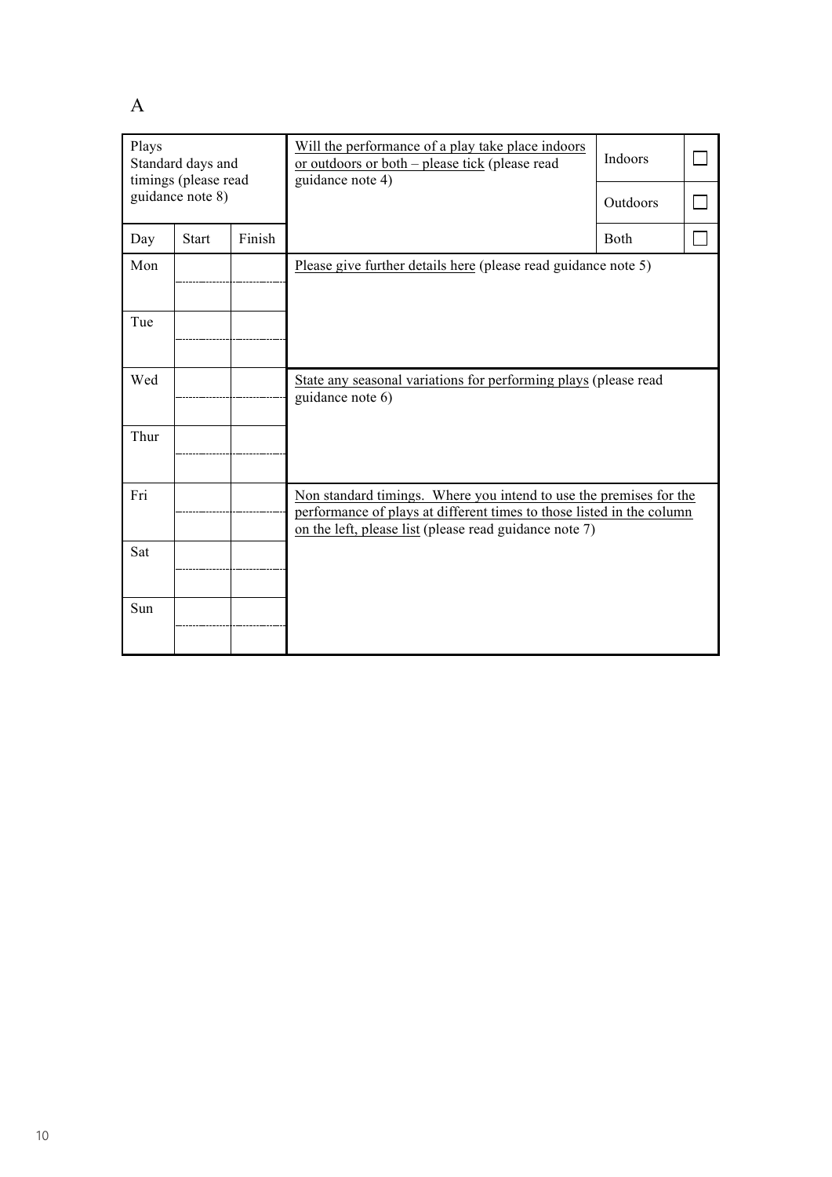A

| Plays<br>Standard days and timings (please read guidance note 8) | | | Will the performance of a play take place indoors or outdoors or both – please tick (please read guidance note 4) | Indoors | ☐ |
|---|---|---|---|---|---|
| | | | | Outdoors | ☐ |
| Day | Start | Finish | | Both | ☐ |
| Mon | | | Please give further details here (please read guidance note 5) | | |
| | | | | | |
| Tue | | | | | |
| | | | | | |
| Wed | | | State any seasonal variations for performing plays (please read guidance note 6) | | |
| | | | | | |
| Thur | | | | | |
| | | | | | |
| Fri | | | Non standard timings. Where you intend to use the premises for the performance of plays at different times to those listed in the column on the left, please list (please read guidance note 7) | | |
| | | | | | |
| Sat | | | | | |
| | | | | | |
| Sun | | | | | |
| | | | | | |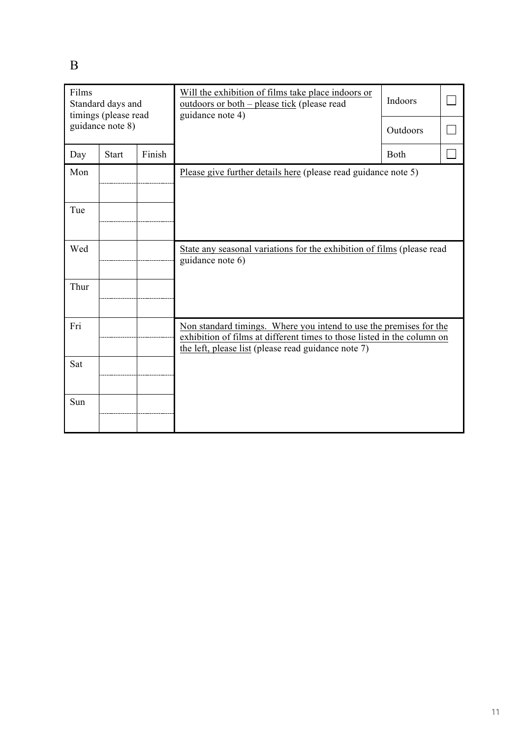B

| Films<br>Standard days and timings (please read guidance note 8) | | | Will the exhibition of films take place indoors or outdoors or both – please tick (please read guidance note 4) | Indoors | ☐ |
|---|---|---|---|---|---|
| | | | | Outdoors | ☐ |
| Day | Start | Finish | | Both | ☐ |
| Mon | | | Please give further details here (please read guidance note 5) | | |
| | | | | | |
| Tue | | | | | |
| | | | | | |
| Wed | | | State any seasonal variations for the exhibition of films (please read guidance note 6) | | |
| | | | | | |
| Thur | | | | | |
| | | | | | |
| Fri | | | Non standard timings. Where you intend to use the premises for the exhibition of films at different times to those listed in the column on the left, please list (please read guidance note 7) | | |
| | | | | | |
| Sat | | | | | |
| | | | | | |
| Sun | | | | | |
| | | | | | |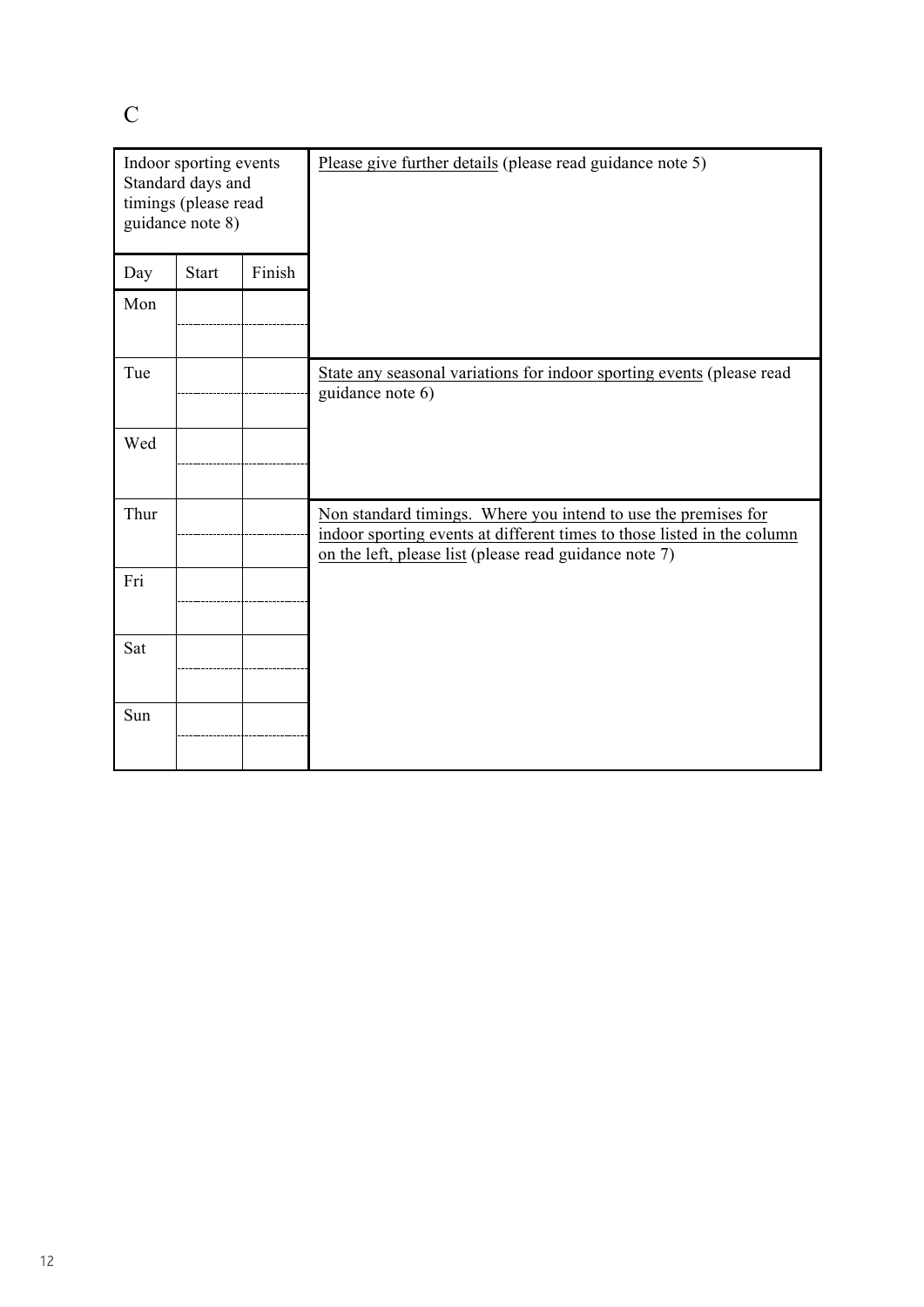C

| Indoor sporting events Standard days and timings (please read guidance note 8) | | | Please give further details (please read guidance note 5) |
|---|---|---|---|
| Day | Start | Finish | |
| Mon | | | |
| | | | |
| Tue | | | State any seasonal variations for indoor sporting events (please read guidance note 6) |
| | | | |
| Wed | | | |
| | | | |
| Thur | | | Non standard timings. Where you intend to use the premises for indoor sporting events at different times to those listed in the column on the left, please list (please read guidance note 7) |
| | | | |
| Fri | | | |
| | | | |
| Sat | | | |
| | | | |
| Sun | | | |
| | | | |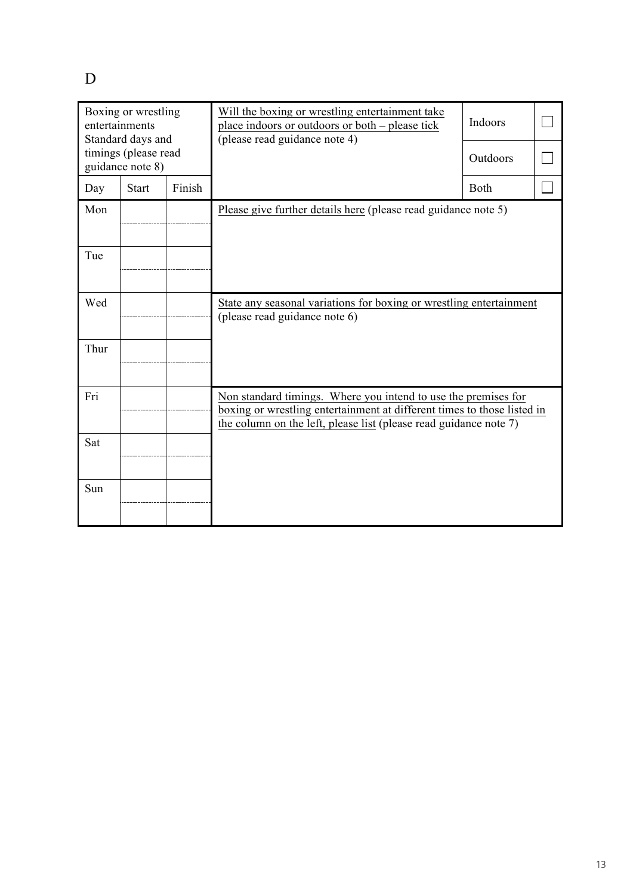D

| Boxing or wrestling entertainments Standard days and timings (please read guidance note 8) | | | Will the boxing or wrestling entertainment take place indoors or outdoors or both – please tick (please read guidance note 4) | Indoors | ☐ |
|---|---|---|---|---|---|
| | | | | Outdoors | ☐ |
| Day | Start | Finish | | Both | ☐ |
| Mon | | | Please give further details here (please read guidance note 5) | | |
| | | | | | |
| Tue | | | | | |
| | | | | | |
| Wed | | | State any seasonal variations for boxing or wrestling entertainment (please read guidance note 6) | | |
| | | | | | |
| Thur | | | | | |
| | | | | | |
| Fri | | | Non standard timings. Where you intend to use the premises for boxing or wrestling entertainment at different times to those listed in the column on the left, please list (please read guidance note 7) | | |
| | | | | | |
| Sat | | | | | |
| | | | | | |
| Sun | | | | | |
| | | | | | |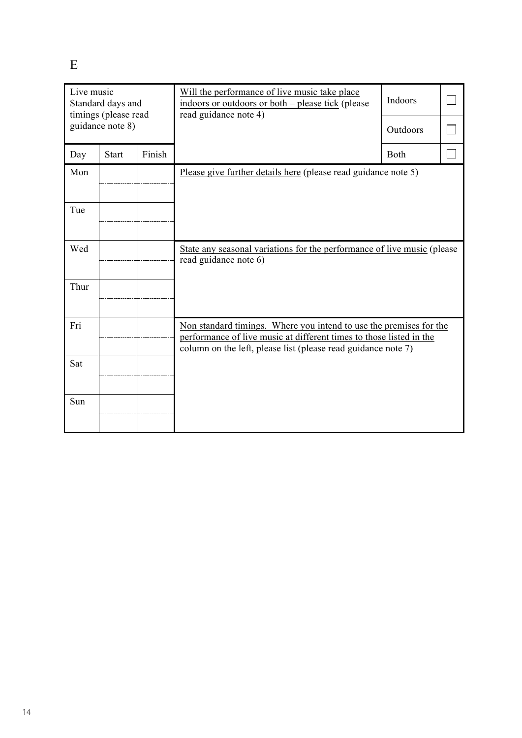E

| Live music<br>Standard days and timings (please read guidance note 8) | | | Will the performance of live music take place indoors or outdoors or both – please tick (please read guidance note 4) | Indoors | ☐ |
|---|---|---|---|---|---|
| | | | | Outdoors | ☐ |
| Day | Start | Finish | | Both | ☐ |
| Mon | | | Please give further details here (please read guidance note 5) | | |
| | | | | | |
| Tue | | | | | |
| | | | | | |
| Wed | | | State any seasonal variations for the performance of live music (please read guidance note 6) | | |
| | | | | | |
| Thur | | | | | |
| | | | | | |
| Fri | | | Non standard timings. Where you intend to use the premises for the performance of live music at different times to those listed in the column on the left, please list (please read guidance note 7) | | |
| | | | | | |
| Sat | | | | | |
| | | | | | |
| Sun | | | | | |
| | | | | | |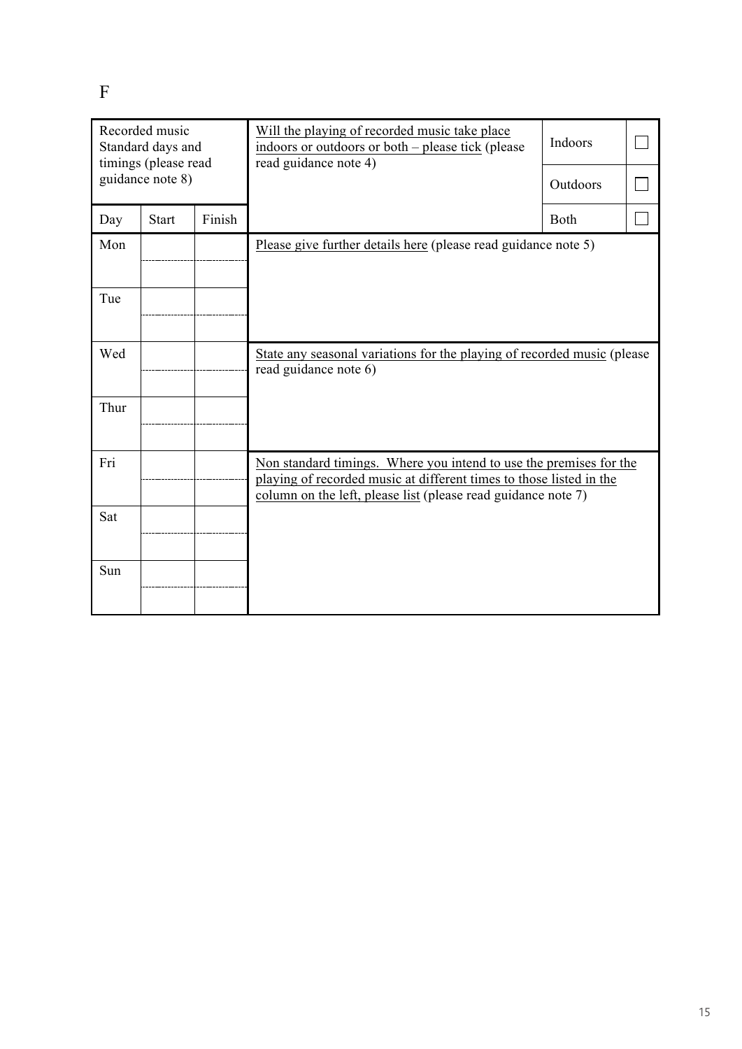# F

| Recorded music Standard days and timings (please read guidance note 8) | | | Will the playing of recorded music take place indoors or outdoors or both – please tick (please read guidance note 4) | Indoors | ☐ |
|---|---|---|---|---|---|
| | | | | Outdoors | ☐ |
| Day | Start | Finish | | Both | ☐ |
| Mon | | | Please give further details here (please read guidance note 5) | | |
| | | | | | |
| Tue | | | | | |
| | | | | | |
| Wed | | | State any seasonal variations for the playing of recorded music (please read guidance note 6) | | |
| | | | | | |
| Thur | | | | | |
| | | | | | |
| Fri | | | Non standard timings. Where you intend to use the premises for the playing of recorded music at different times to those listed in the column on the left, please list (please read guidance note 7) | | |
| | | | | | |
| Sat | | | | | |
| | | | | | |
| Sun | | | | | |
| | | | | | |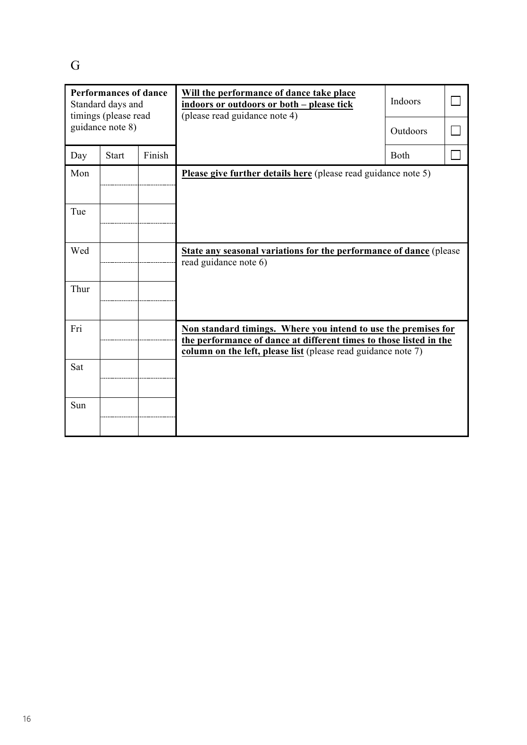# G

| **Performances of dance** Standard days and timings (please read guidance note 8) | | | **Will the performance of dance take place indoors or outdoors or both – please tick** (please read guidance note 4) | |
|---|---|---|---|---|
| | | | Indoors | ☐ |
| | | | Outdoors | ☐ |
| **Day** | **Start** | **Finish** | Both | ☐ |
| Mon | | | **Please give further details here** (please read guidance note 5) | |
| | | | | |
| Tue | | | | |
| | | | | |
| Wed | | | **State any seasonal variations for the performance of dance** (please read guidance note 6) | |
| | | | | |
| Thur | | | | |
| | | | | |
| Fri | | | **Non standard timings. Where you intend to use the premises for the performance of dance at different times to those listed in the column on the left, please list** (please read guidance note 7) | |
| | | | | |
| Sat | | | | |
| | | | | |
| Sun | | | | |
| | | | | |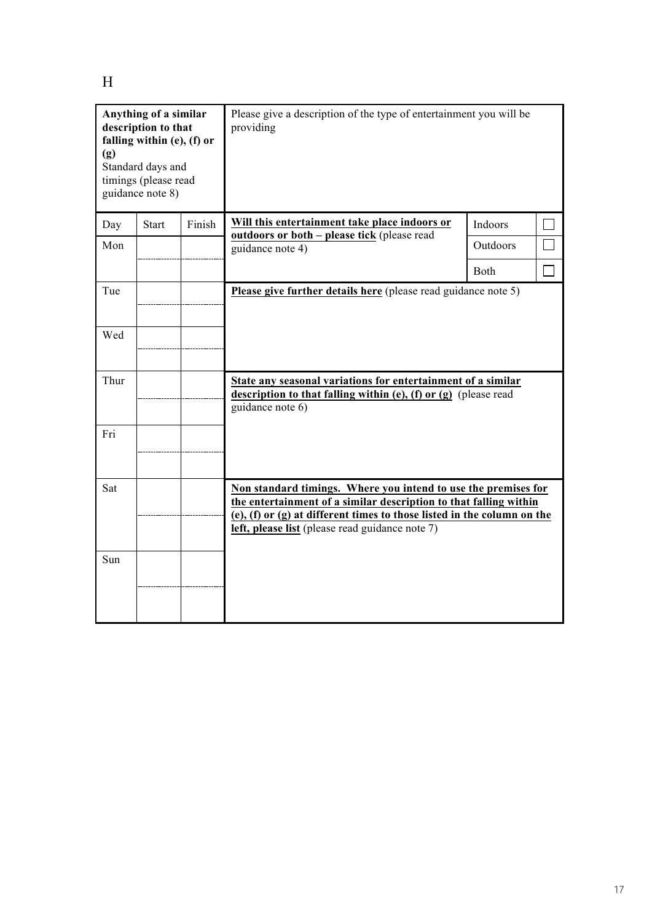# H

| Anything of a similar description to that falling within (e), (f) or (g)<br>Standard days and timings (please read guidance note 8) | | | Please give a description of the type of entertainment you will be providing | | |
|---|---|---|---|---|---|
| Day | Start | Finish | **Will this entertainment take place indoors or outdoors or both – please tick** (please read guidance note 4) | Indoors | ☐ |
| Mon | | | | Outdoors | ☐ |
| | | | | Both | ☐ |
| Tue | | | **Please give further details here** (please read guidance note 5) | | |
| | | | | | |
| Wed | | | | | |
| | | | | | |
| Thur | | | **State any seasonal variations for entertainment of a similar description to that falling within (e), (f) or (g)** (please read guidance note 6) | | |
| | | | | | |
| Fri | | | | | |
| | | | | | |
| Sat | | | **Non standard timings. Where you intend to use the premises for the entertainment of a similar description to that falling within (e), (f) or (g) at different times to those listed in the column on the left, please list** (please read guidance note 7) | | |
| | | | | | |
| Sun | | | | | |
| | | | | | |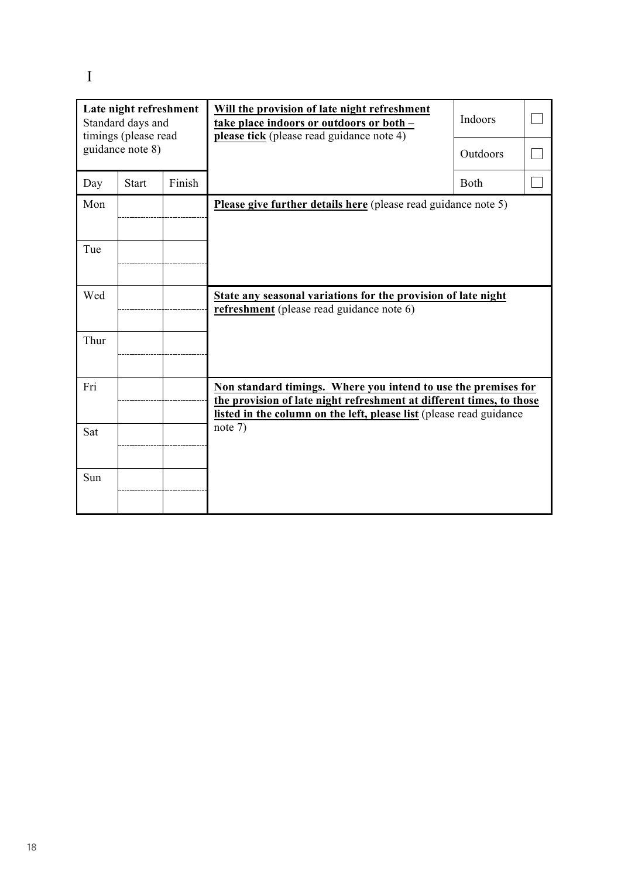I

| Late night refreshment Standard days and timings (please read guidance note 8) | | | **Will the provision of late night refreshment take place indoors or outdoors or both – please tick** (please read guidance note 4) | | |
|---|---|---|---|---|---|
| | | | | Indoors | ☐ |
| | | | | Outdoors | ☐ |
| Day | Start | Finish | | Both | ☐ |
| Mon | | | **Please give further details here** (please read guidance note 5) | | |
| | | | | | |
| Tue | | | | | |
| | | | | | |
| Wed | | | **State any seasonal variations for the provision of late night refreshment** (please read guidance note 6) | | |
| | | | | | |
| Thur | | | | | |
| | | | | | |
| Fri | | | **Non standard timings. Where you intend to use the premises for the provision of late night refreshment at different times, to those listed in the column on the left, please list** (please read guidance note 7) | | |
| | | | | | |
| Sat | | | | | |
| | | | | | |
| Sun | | | | | |
| | | | | | |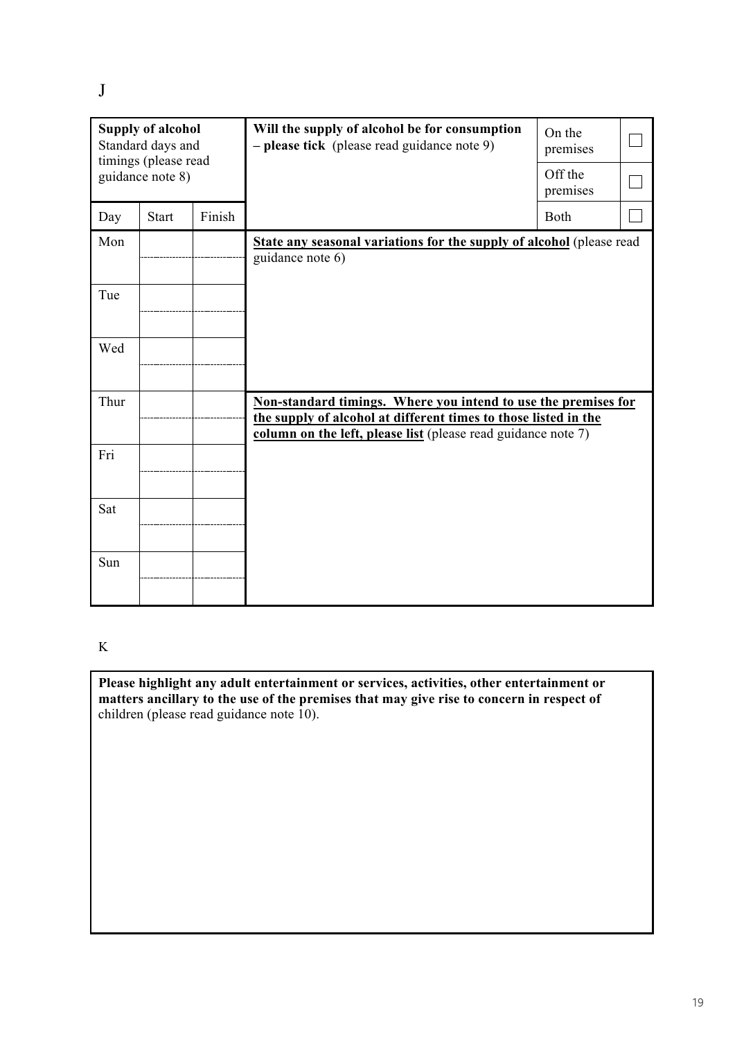J

| **Supply of alcohol** Standard days and timings (please read guidance note 8) | | | **Will the supply of alcohol be for consumption – please tick** (please read guidance note 9) | On the premises | ☐ |
|---|---|---|---|---|---|
| | | | | Off the premises | ☐ |
| Day | Start | Finish | | Both | ☐ |
| Mon | | | **State any seasonal variations for the supply of alcohol** (please read guidance note 6) | | |
| | | | | | |
| Tue | | | | | |
| | | | | | |
| Wed | | | | | |
| | | | | | |
| Thur | | | **Non-standard timings. Where you intend to use the premises for the supply of alcohol at different times to those listed in the column on the left, please list** (please read guidance note 7) | | |
| | | | | | |
| Fri | | | | | |
| | | | | | |
| Sat | | | | | |
| | | | | | |
| Sun | | | | | |
| | | | | | |

K

**Please highlight any adult entertainment or services, activities, other entertainment or matters ancillary to the use of the premises that may give rise to concern in respect of** children (please read guidance note 10).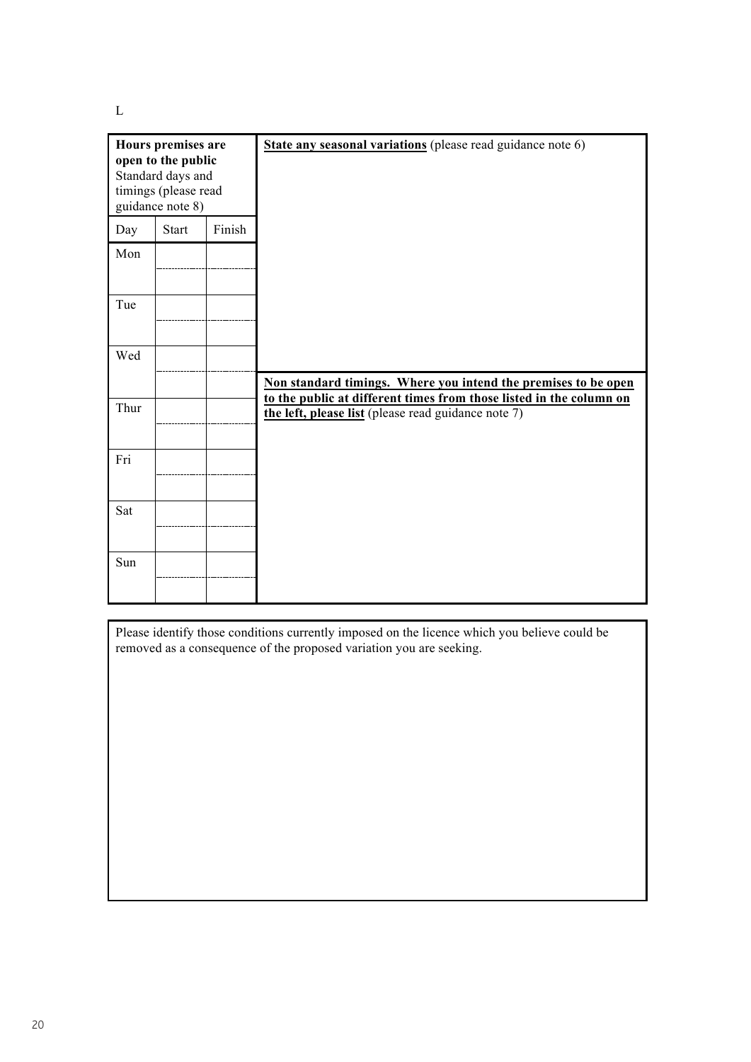L

| **Hours premises are open to the public** Standard days and timings (please read guidance note 8) | | |
|---|---|---|
| Day | Start | Finish |
| Mon | | |
| | | |
| Tue | | |
| | | |
| Wed | | |
| | | |
| Thur | | |
| | | |
| Fri | | |
| | | |
| Sat | | |
| | | |
| Sun | | |
| | | |

**State any seasonal variations** (please read guidance note 6)

**Non standard timings. Where you intend the premises to be open to the public at different times from those listed in the column on the left, please list** (please read guidance note 7)

Please identify those conditions currently imposed on the licence which you believe could be removed as a consequence of the proposed variation you are seeking.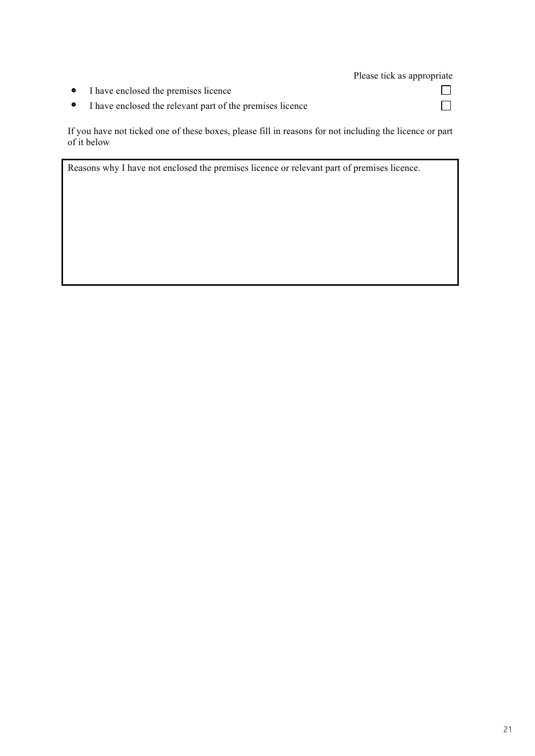Please tick as appropriate

- I have enclosed the premises licence ☐
- I have enclosed the relevant part of the premises licence ☐

If you have not ticked one of these boxes, please fill in reasons for not including the licence or part of it below

| Reasons why I have not enclosed the premises licence or relevant part of premises licence. |
|---|
| |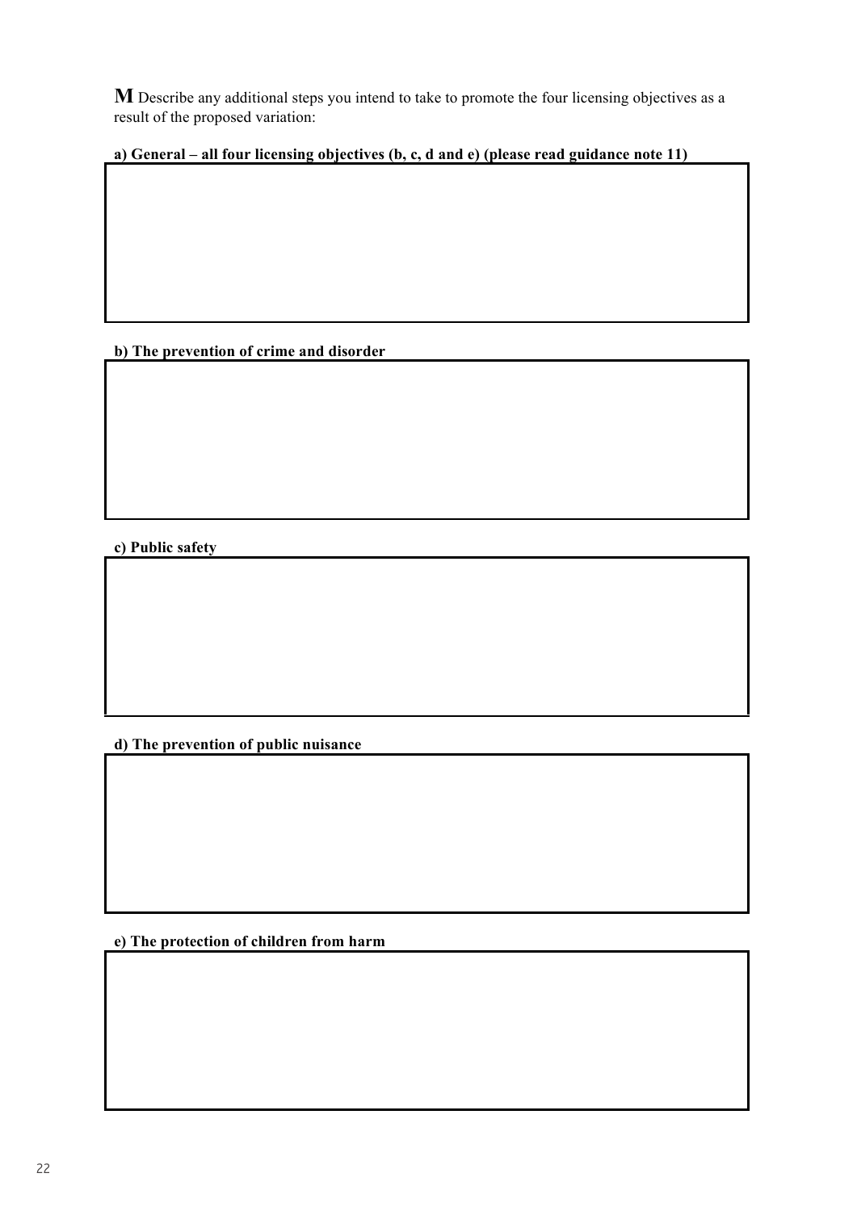**M** Describe any additional steps you intend to take to promote the four licensing objectives as a result of the proposed variation:

**a) General – all four licensing objectives (b, c, d and e) (please read guidance note 11)**

|   |
|---|
|   |

**b) The prevention of crime and disorder**

|   |
|---|
|   |

**c) Public safety**

|   |
|---|
|   |

**d) The prevention of public nuisance**

|   |
|---|
|   |

**e) The protection of children from harm**

|   |
|---|
|   |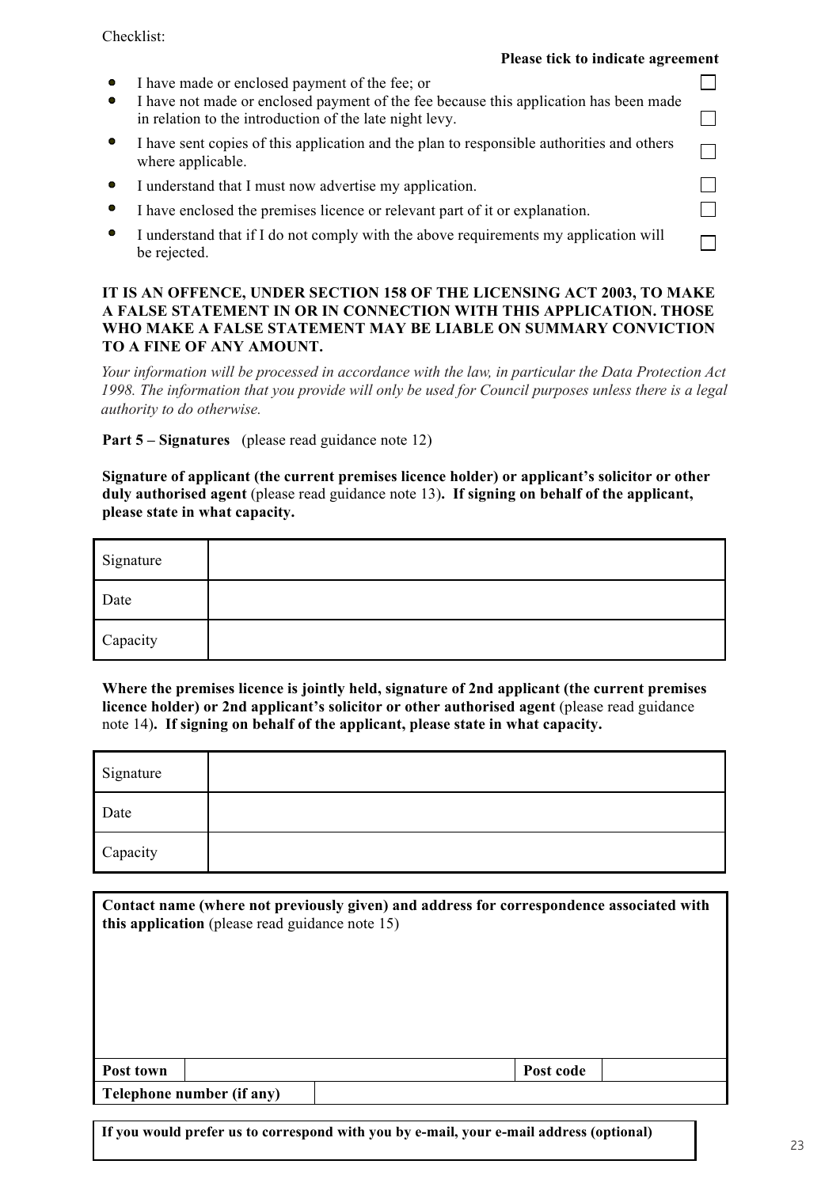Checklist:

**Please tick to indicate agreement**

- I have made or enclosed payment of the fee; or ☐
- I have not made or enclosed payment of the fee because this application has been made in relation to the introduction of the late night levy. ☐
- I have sent copies of this application and the plan to responsible authorities and others where applicable. ☐
- I understand that I must now advertise my application. ☐
- I have enclosed the premises licence or relevant part of it or explanation. ☐
- I understand that if I do not comply with the above requirements my application will be rejected. ☐

**IT IS AN OFFENCE, UNDER SECTION 158 OF THE LICENSING ACT 2003, TO MAKE A FALSE STATEMENT IN OR IN CONNECTION WITH THIS APPLICATION. THOSE WHO MAKE A FALSE STATEMENT MAY BE LIABLE ON SUMMARY CONVICTION TO A FINE OF ANY AMOUNT.**

*Your information will be processed in accordance with the law, in particular the Data Protection Act 1998. The information that you provide will only be used for Council purposes unless there is a legal authority to do otherwise.*

**Part 5 – Signatures** (please read guidance note 12)

**Signature of applicant (the current premises licence holder) or applicant's solicitor or other duly authorised agent** (please read guidance note 13)**. If signing on behalf of the applicant, please state in what capacity.**

| Signature | |
|---|---|
| Date | |
| Capacity | |

**Where the premises licence is jointly held, signature of 2nd applicant (the current premises licence holder) or 2nd applicant's solicitor or other authorised agent** (please read guidance note 14)**. If signing on behalf of the applicant, please state in what capacity.**

| Signature | |
|---|---|
| Date | |
| Capacity | |

**Contact name (where not previously given) and address for correspondence associated with this application** (please read guidance note 15)

| **Post town** | | **Post code** | |
|---|---|---|---|
| **Telephone number (if any)** | | | |

**If you would prefer us to correspond with you by e-mail, your e-mail address (optional)**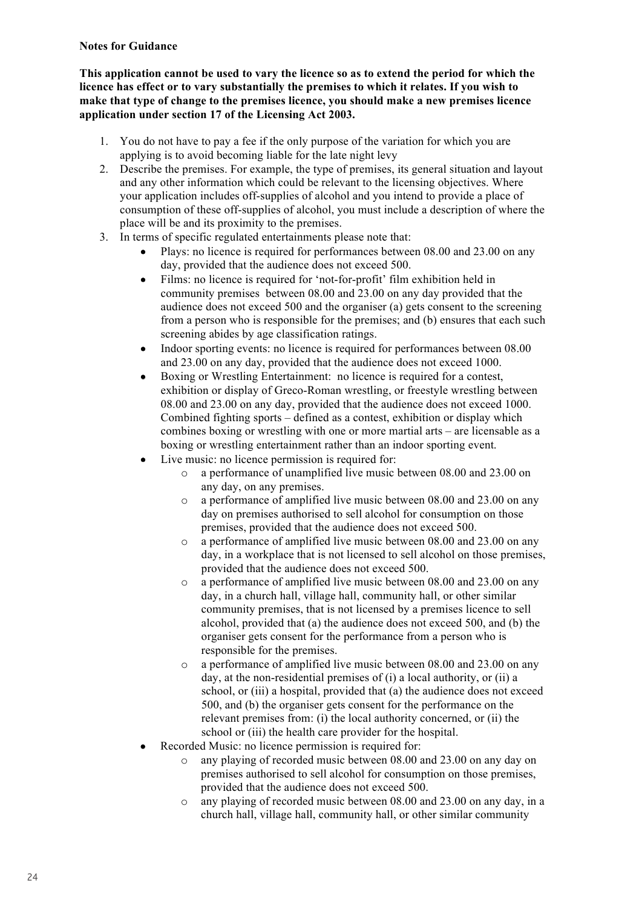**Notes for Guidance**

**This application cannot be used to vary the licence so as to extend the period for which the licence has effect or to vary substantially the premises to which it relates. If you wish to make that type of change to the premises licence, you should make a new premises licence application under section 17 of the Licensing Act 2003.**

1. You do not have to pay a fee if the only purpose of the variation for which you are applying is to avoid becoming liable for the late night levy
2. Describe the premises. For example, the type of premises, its general situation and layout and any other information which could be relevant to the licensing objectives. Where your application includes off-supplies of alcohol and you intend to provide a place of consumption of these off-supplies of alcohol, you must include a description of where the place will be and its proximity to the premises.
3. In terms of specific regulated entertainments please note that:
   - Plays: no licence is required for performances between 08.00 and 23.00 on any day, provided that the audience does not exceed 500.
   - Films: no licence is required for 'not-for-profit' film exhibition held in community premises between 08.00 and 23.00 on any day provided that the audience does not exceed 500 and the organiser (a) gets consent to the screening from a person who is responsible for the premises; and (b) ensures that each such screening abides by age classification ratings.
   - Indoor sporting events: no licence is required for performances between 08.00 and 23.00 on any day, provided that the audience does not exceed 1000.
   - Boxing or Wrestling Entertainment: no licence is required for a contest, exhibition or display of Greco-Roman wrestling, or freestyle wrestling between 08.00 and 23.00 on any day, provided that the audience does not exceed 1000. Combined fighting sports – defined as a contest, exhibition or display which combines boxing or wrestling with one or more martial arts – are licensable as a boxing or wrestling entertainment rather than an indoor sporting event.
   - Live music: no licence permission is required for:
     - a performance of unamplified live music between 08.00 and 23.00 on any day, on any premises.
     - a performance of amplified live music between 08.00 and 23.00 on any day on premises authorised to sell alcohol for consumption on those premises, provided that the audience does not exceed 500.
     - a performance of amplified live music between 08.00 and 23.00 on any day, in a workplace that is not licensed to sell alcohol on those premises, provided that the audience does not exceed 500.
     - a performance of amplified live music between 08.00 and 23.00 on any day, in a church hall, village hall, community hall, or other similar community premises, that is not licensed by a premises licence to sell alcohol, provided that (a) the audience does not exceed 500, and (b) the organiser gets consent for the performance from a person who is responsible for the premises.
     - a performance of amplified live music between 08.00 and 23.00 on any day, at the non-residential premises of (i) a local authority, or (ii) a school, or (iii) a hospital, provided that (a) the audience does not exceed 500, and (b) the organiser gets consent for the performance on the relevant premises from: (i) the local authority concerned, or (ii) the school or (iii) the health care provider for the hospital.
   - Recorded Music: no licence permission is required for:
     - any playing of recorded music between 08.00 and 23.00 on any day on premises authorised to sell alcohol for consumption on those premises, provided that the audience does not exceed 500.
     - any playing of recorded music between 08.00 and 23.00 on any day, in a church hall, village hall, community hall, or other similar community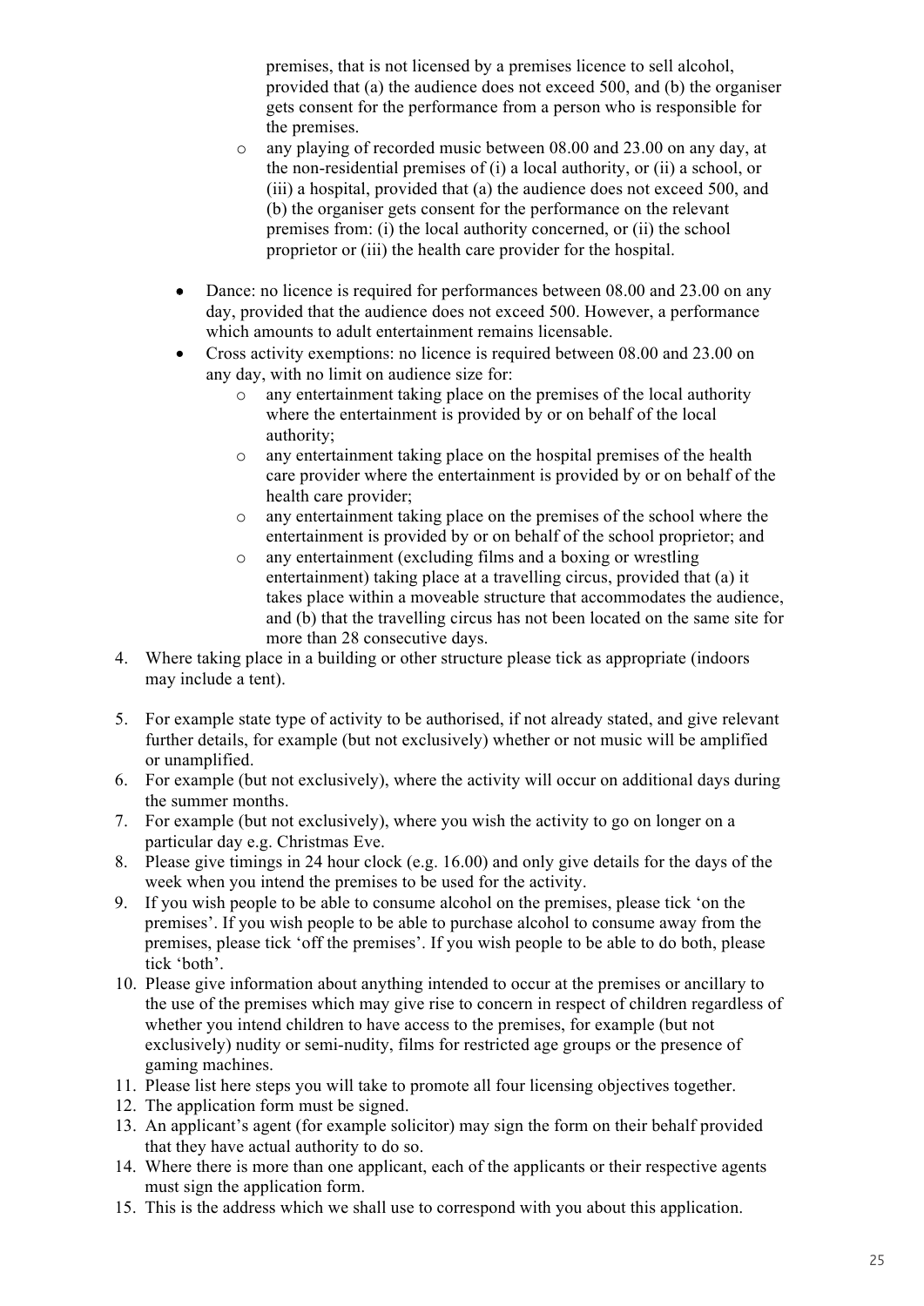premises, that is not licensed by a premises licence to sell alcohol, provided that (a) the audience does not exceed 500, and (b) the organiser gets consent for the performance from a person who is responsible for the premises.

    - any playing of recorded music between 08.00 and 23.00 on any day, at the non-residential premises of (i) a local authority, or (ii) a school, or (iii) a hospital, provided that (a) the audience does not exceed 500, and (b) the organiser gets consent for the performance on the relevant premises from: (i) the local authority concerned, or (ii) the school proprietor or (iii) the health care provider for the hospital.

- Dance: no licence is required for performances between 08.00 and 23.00 on any day, provided that the audience does not exceed 500. However, a performance which amounts to adult entertainment remains licensable.
- Cross activity exemptions: no licence is required between 08.00 and 23.00 on any day, with no limit on audience size for:
    - any entertainment taking place on the premises of the local authority where the entertainment is provided by or on behalf of the local authority;
    - any entertainment taking place on the hospital premises of the health care provider where the entertainment is provided by or on behalf of the health care provider;
    - any entertainment taking place on the premises of the school where the entertainment is provided by or on behalf of the school proprietor; and
    - any entertainment (excluding films and a boxing or wrestling entertainment) taking place at a travelling circus, provided that (a) it takes place within a moveable structure that accommodates the audience, and (b) that the travelling circus has not been located on the same site for more than 28 consecutive days.

4. Where taking place in a building or other structure please tick as appropriate (indoors may include a tent).
5. For example state type of activity to be authorised, if not already stated, and give relevant further details, for example (but not exclusively) whether or not music will be amplified or unamplified.
6. For example (but not exclusively), where the activity will occur on additional days during the summer months.
7. For example (but not exclusively), where you wish the activity to go on longer on a particular day e.g. Christmas Eve.
8. Please give timings in 24 hour clock (e.g. 16.00) and only give details for the days of the week when you intend the premises to be used for the activity.
9. If you wish people to be able to consume alcohol on the premises, please tick 'on the premises'. If you wish people to be able to purchase alcohol to consume away from the premises, please tick 'off the premises'. If you wish people to be able to do both, please tick 'both'.
10. Please give information about anything intended to occur at the premises or ancillary to the use of the premises which may give rise to concern in respect of children regardless of whether you intend children to have access to the premises, for example (but not exclusively) nudity or semi-nudity, films for restricted age groups or the presence of gaming machines.
11. Please list here steps you will take to promote all four licensing objectives together.
12. The application form must be signed.
13. An applicant's agent (for example solicitor) may sign the form on their behalf provided that they have actual authority to do so.
14. Where there is more than one applicant, each of the applicants or their respective agents must sign the application form.
15. This is the address which we shall use to correspond with you about this application.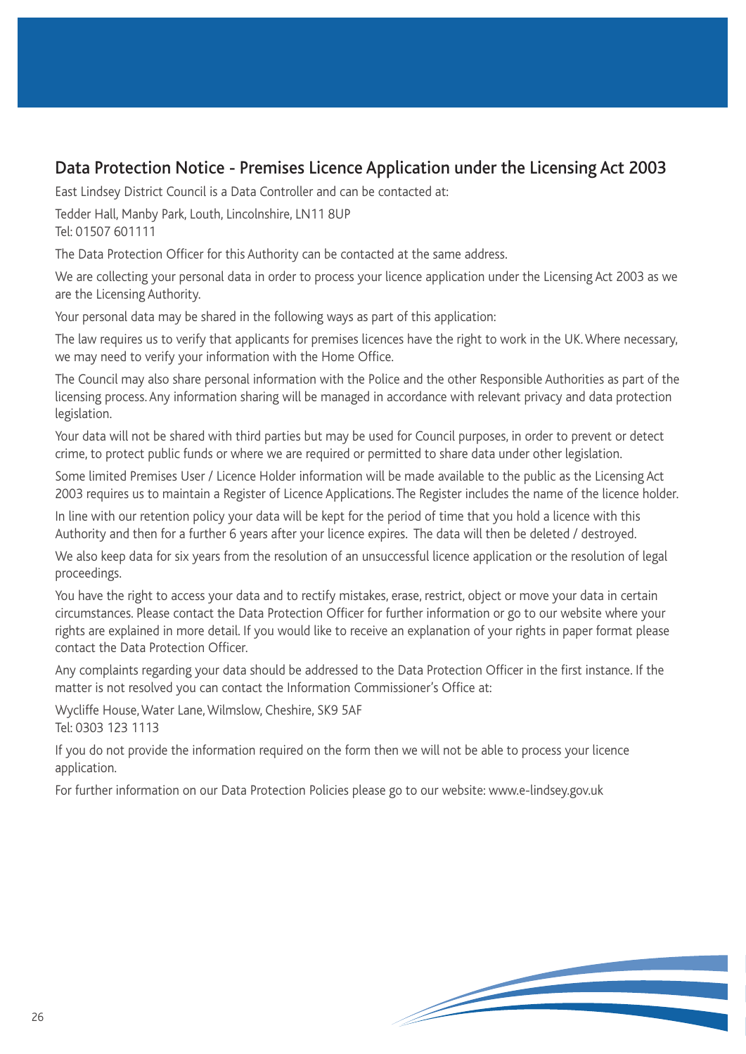## Data Protection Notice - Premises Licence Application under the Licensing Act 2003

East Lindsey District Council is a Data Controller and can be contacted at:

Tedder Hall, Manby Park, Louth, Lincolnshire, LN11 8UP
Tel: 01507 601111

The Data Protection Officer for this Authority can be contacted at the same address.

We are collecting your personal data in order to process your licence application under the Licensing Act 2003 as we are the Licensing Authority.

Your personal data may be shared in the following ways as part of this application:

The law requires us to verify that applicants for premises licences have the right to work in the UK. Where necessary, we may need to verify your information with the Home Office.

The Council may also share personal information with the Police and the other Responsible Authorities as part of the licensing process. Any information sharing will be managed in accordance with relevant privacy and data protection legislation.

Your data will not be shared with third parties but may be used for Council purposes, in order to prevent or detect crime, to protect public funds or where we are required or permitted to share data under other legislation.

Some limited Premises User / Licence Holder information will be made available to the public as the Licensing Act 2003 requires us to maintain a Register of Licence Applications. The Register includes the name of the licence holder.

In line with our retention policy your data will be kept for the period of time that you hold a licence with this Authority and then for a further 6 years after your licence expires. The data will then be deleted / destroyed.

We also keep data for six years from the resolution of an unsuccessful licence application or the resolution of legal proceedings.

You have the right to access your data and to rectify mistakes, erase, restrict, object or move your data in certain circumstances. Please contact the Data Protection Officer for further information or go to our website where your rights are explained in more detail. If you would like to receive an explanation of your rights in paper format please contact the Data Protection Officer.

Any complaints regarding your data should be addressed to the Data Protection Officer in the first instance. If the matter is not resolved you can contact the Information Commissioner's Office at:

Wycliffe House, Water Lane, Wilmslow, Cheshire, SK9 5AF
Tel: 0303 123 1113

If you do not provide the information required on the form then we will not be able to process your licence application.

For further information on our Data Protection Policies please go to our website: www.e-lindsey.gov.uk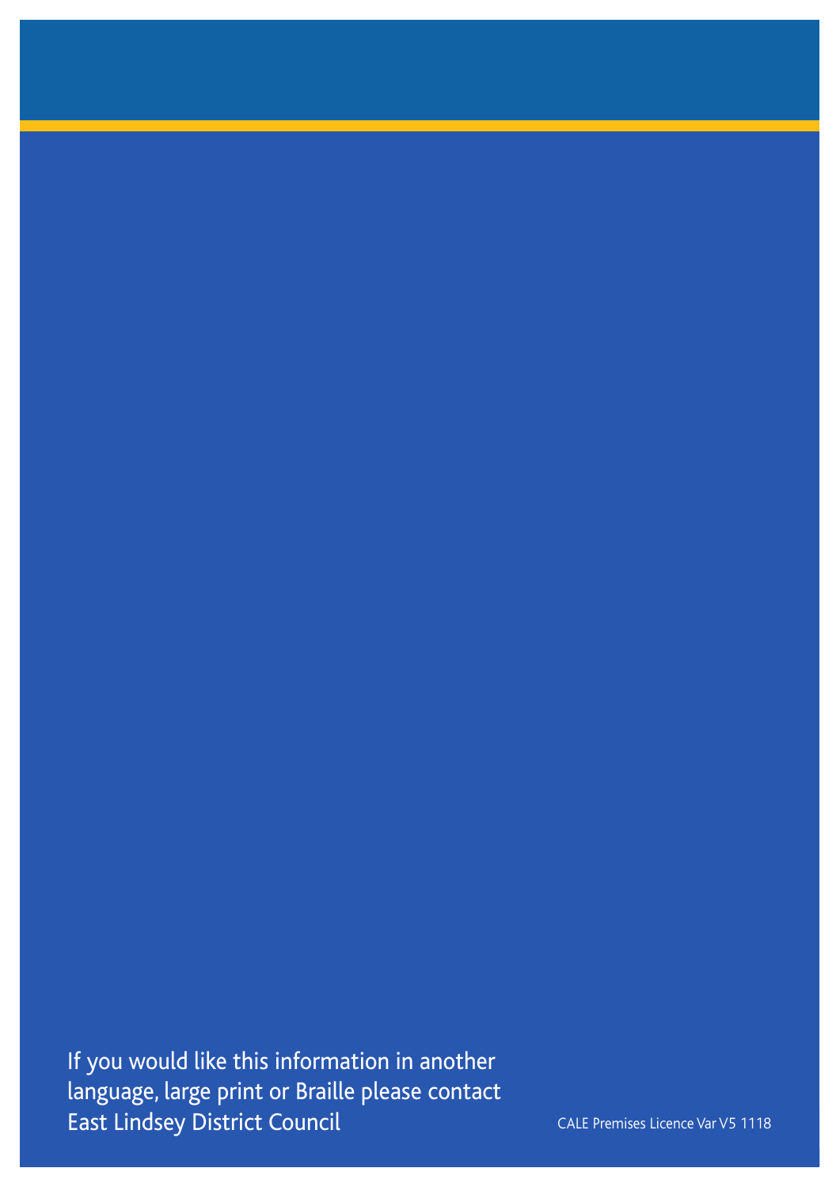If you would like this information in another language, large print or Braille please contact East Lindsey District Council

CALE Premises Licence Var V5 1118